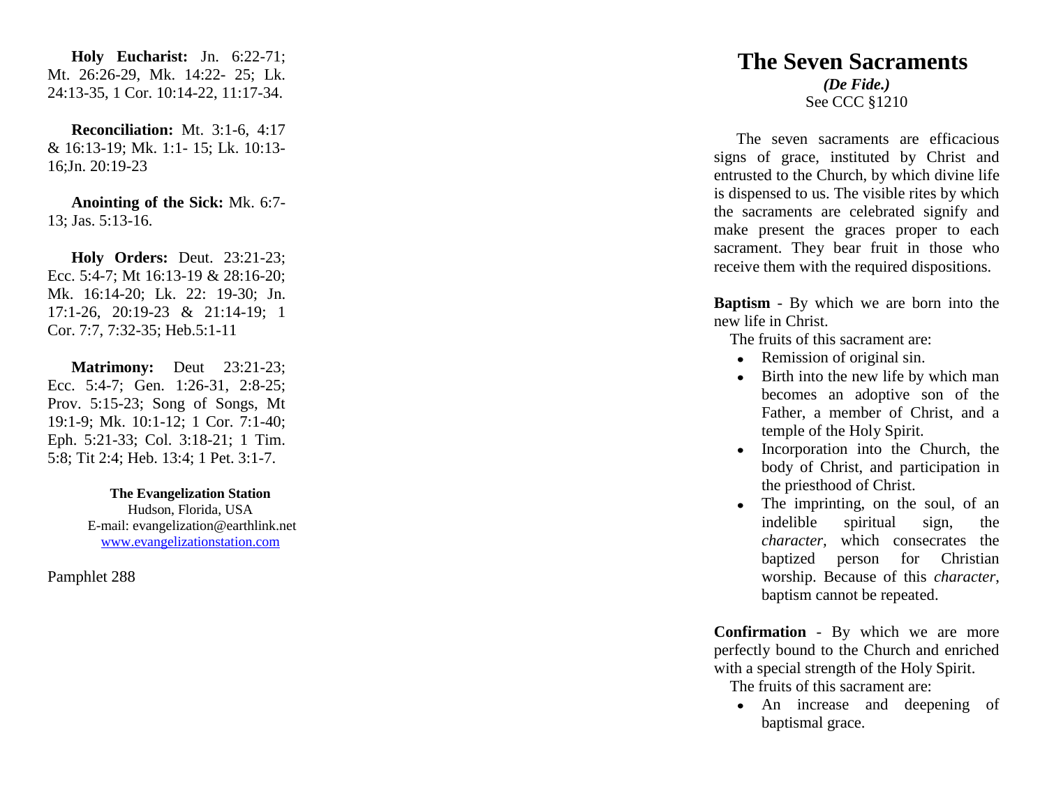**Holy Eucharist:** Jn. 6:22-71; Mt. 26:26-29, Mk. 14:22- 25; Lk. 24:13-35, 1 Cor. 10:14-22, 11:17-34.

**Reconciliation:** Mt. 3:1-6, 4:17 & 16:13-19; Mk. 1:1- 15; Lk. 10:13-16;Jn. 20:19-23

**Anointing of the Sick:** Mk. 6:7-13; Jas. 5:13-16.

**Holy Orders:** Deut. 23:21-23; Ecc. 5:4-7; Mt 16:13-19 & 28:16-20; Mk. 16:14-20; Lk. 22: 19-30; Jn. 17:1-26, 20:19-23 & 21:14-19; 1 Cor. 7:7, 7:32-35; Heb.5:1-11

**Matrimony:** Deut 23:21-23; Ecc. 5:4-7; Gen. 1:26-31, 2:8-25; Prov. 5:15-23; Song of Songs, Mt 19:1-9; Mk. 10:1-12; 1 Cor. 7:1-40; Eph. 5:21-33; Col. 3:18-21; 1 Tim. 5:8; Tit 2:4; Heb. 13:4; 1 Pet. 3:1-7.

**The Evangelization Station**
Hudson, Florida, USA
E-mail: evangelization@earthlink.net
www.evangelizationstation.com

Pamphlet 288

# The Seven Sacraments

***(De Fide.)***
See CCC §1210

The seven sacraments are efficacious signs of grace, instituted by Christ and entrusted to the Church, by which divine life is dispensed to us. The visible rites by which the sacraments are celebrated signify and make present the graces proper to each sacrament. They bear fruit in those who receive them with the required dispositions.

**Baptism** - By which we are born into the new life in Christ.

The fruits of this sacrament are:

- Remission of original sin.
- Birth into the new life by which man becomes an adoptive son of the Father, a member of Christ, and a temple of the Holy Spirit.
- Incorporation into the Church, the body of Christ, and participation in the priesthood of Christ.
- The imprinting, on the soul, of an indelible spiritual sign, the *character,* which consecrates the baptized person for Christian worship. Because of this *character*, baptism cannot be repeated.

**Confirmation** - By which we are more perfectly bound to the Church and enriched with a special strength of the Holy Spirit.

The fruits of this sacrament are:

- An increase and deepening of baptismal grace.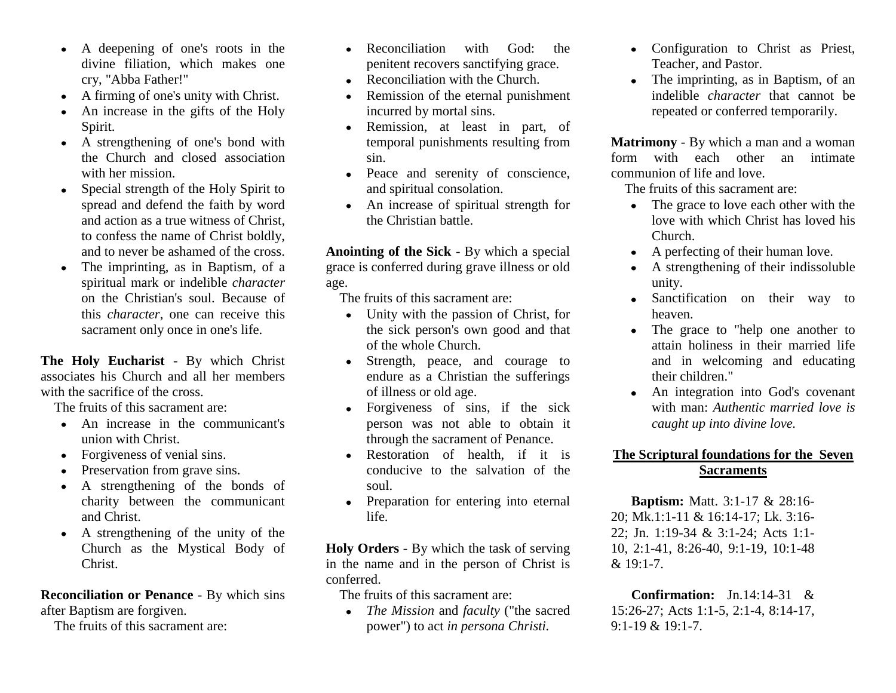- A deepening of one's roots in the divine filiation, which makes one cry, "Abba Father!"
- A firming of one's unity with Christ.
- An increase in the gifts of the Holy Spirit.
- A strengthening of one's bond with the Church and closed association with her mission.
- Special strength of the Holy Spirit to spread and defend the faith by word and action as a true witness of Christ, to confess the name of Christ boldly, and to never be ashamed of the cross.
- The imprinting, as in Baptism, of a spiritual mark or indelible *character* on the Christian's soul. Because of this *character*, one can receive this sacrament only once in one's life.

**The Holy Eucharist** - By which Christ associates his Church and all her members with the sacrifice of the cross.

The fruits of this sacrament are:

- An increase in the communicant's union with Christ.
- Forgiveness of venial sins.
- Preservation from grave sins.
- A strengthening of the bonds of charity between the communicant and Christ.
- A strengthening of the unity of the Church as the Mystical Body of Christ.

**Reconciliation or Penance** - By which sins after Baptism are forgiven.

The fruits of this sacrament are:

- Reconciliation with God: the penitent recovers sanctifying grace.
- Reconciliation with the Church.
- Remission of the eternal punishment incurred by mortal sins.
- Remission, at least in part, of temporal punishments resulting from sin.
- Peace and serenity of conscience, and spiritual consolation.
- An increase of spiritual strength for the Christian battle.

**Anointing of the Sick** - By which a special grace is conferred during grave illness or old age.

The fruits of this sacrament are:

- Unity with the passion of Christ, for the sick person's own good and that of the whole Church.
- Strength, peace, and courage to endure as a Christian the sufferings of illness or old age.
- Forgiveness of sins, if the sick person was not able to obtain it through the sacrament of Penance.
- Restoration of health, if it is conducive to the salvation of the soul.
- Preparation for entering into eternal life.

**Holy Orders** - By which the task of serving in the name and in the person of Christ is conferred.

The fruits of this sacrament are:

- *The Mission* and *faculty* ("the sacred power") to act *in persona Christi.*
- Configuration to Christ as Priest, Teacher, and Pastor.
- The imprinting, as in Baptism, of an indelible *character* that cannot be repeated or conferred temporarily.

**Matrimony** - By which a man and a woman form with each other an intimate communion of life and love.

The fruits of this sacrament are:

- The grace to love each other with the love with which Christ has loved his Church.
- A perfecting of their human love.
- A strengthening of their indissoluble unity.
- Sanctification on their way to heaven.
- The grace to "help one another to attain holiness in their married life and in welcoming and educating their children."
- An integration into God's covenant with man: *Authentic married love is caught up into divine love.*

## The Scriptural foundations for the Seven Sacraments

**Baptism:** Matt. 3:1-17 & 28:16-20; Mk.1:1-11 & 16:14-17; Lk. 3:16-22; Jn. 1:19-34 & 3:1-24; Acts 1:1-10, 2:1-41, 8:26-40, 9:1-19, 10:1-48 & 19:1-7.

**Confirmation:** Jn.14:14-31 & 15:26-27; Acts 1:1-5, 2:1-4, 8:14-17, 9:1-19 & 19:1-7.